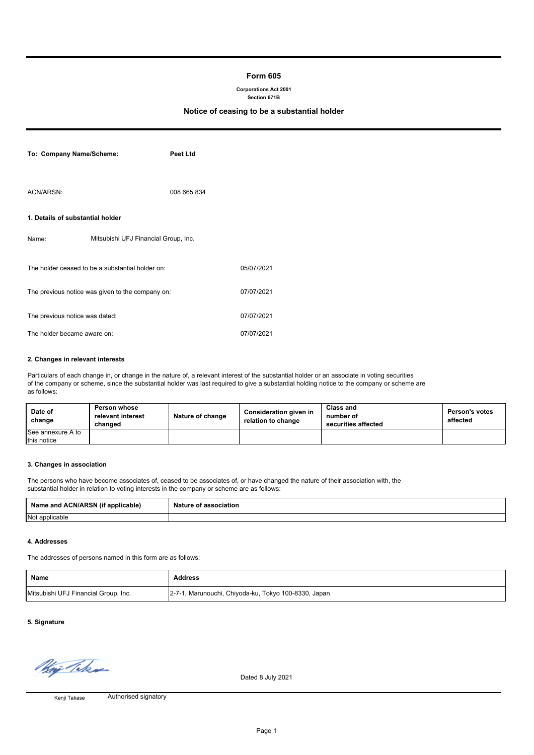# Form 605

**Corporations Act 2001**
**Section 671B**

## Notice of ceasing to be a substantial holder

**To: Company Name/Scheme:** **Peet Ltd**

ACN/ARSN: 008 665 834

### 1. Details of substantial holder

Name: Mitsubishi UFJ Financial Group, Inc.

The holder ceased to be a substantial holder on: 05/07/2021

The previous notice was given to the company on: 07/07/2021

The previous notice was dated: 07/07/2021

The holder became aware on: 07/07/2021

### 2. Changes in relevant interests

Particulars of each change in, or change in the nature of, a relevant interest of the substantial holder or an associate in voting securities of the company or scheme, since the substantial holder was last required to give a substantial holding notice to the company or scheme are as follows:

| Date of change | Person whose relevant interest changed | Nature of change | Consideration given in relation to change | Class and number of securities affected | Person's votes affected |
|---|---|---|---|---|---|
| See annexure A to this notice | | | | | |

### 3. Changes in association

The persons who have become associates of, ceased to be associates of, or have changed the nature of their association with, the substantial holder in relation to voting interests in the company or scheme are as follows:

| Name and ACN/ARSN (if applicable) | Nature of association |
|---|---|
| Not applicable | |

### 4. Addresses

The addresses of persons named in this form are as follows:

| Name | Address |
|---|---|
| Mitsubishi UFJ Financial Group, Inc. | 2-7-1, Marunouchi, Chiyoda-ku, Tokyo 100-8330, Japan |

### 5. Signature

Dated 8 July 2021

Kenji Takase Authorised signatory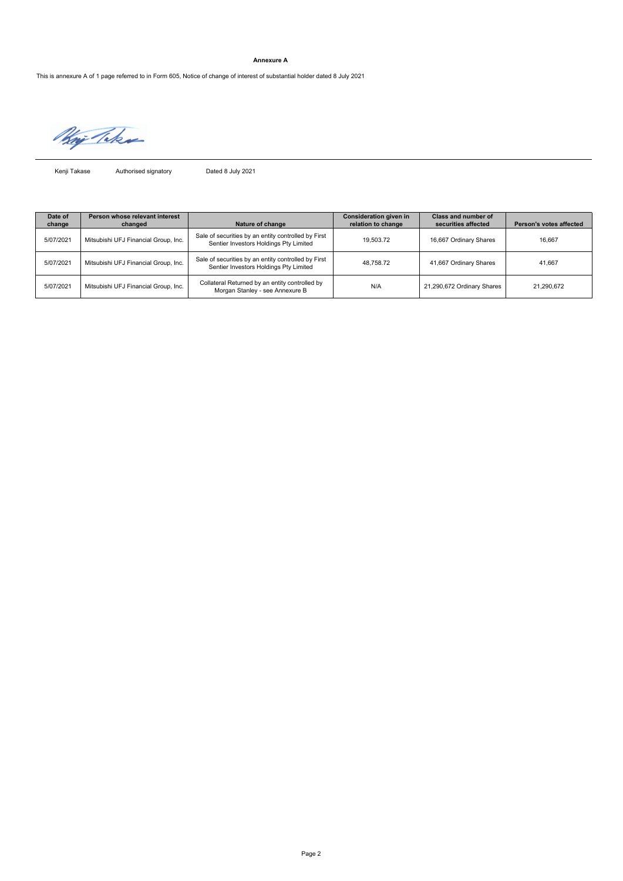**Annexure A**

This is annexure A of 1 page referred to in Form 605, Notice of change of interest of substantial holder dated 8 July 2021

Kenji Takase Authorised signatory Dated 8 July 2021

| Date of change | Person whose relevant interest changed | Nature of change | Consideration given in relation to change | Class and number of securities affected | Person's votes affected |
|---|---|---|---|---|---|
| 5/07/2021 | Mitsubishi UFJ Financial Group, Inc. | Sale of securities by an entity controlled by First Sentier Investors Holdings Pty Limited | 19,503.72 | 16,667 Ordinary Shares | 16,667 |
| 5/07/2021 | Mitsubishi UFJ Financial Group, Inc. | Sale of securities by an entity controlled by First Sentier Investors Holdings Pty Limited | 48,758.72 | 41,667 Ordinary Shares | 41,667 |
| 5/07/2021 | Mitsubishi UFJ Financial Group, Inc. | Collateral Returned by an entity controlled by Morgan Stanley - see Annexure B | N/A | 21,290,672 Ordinary Shares | 21,290,672 |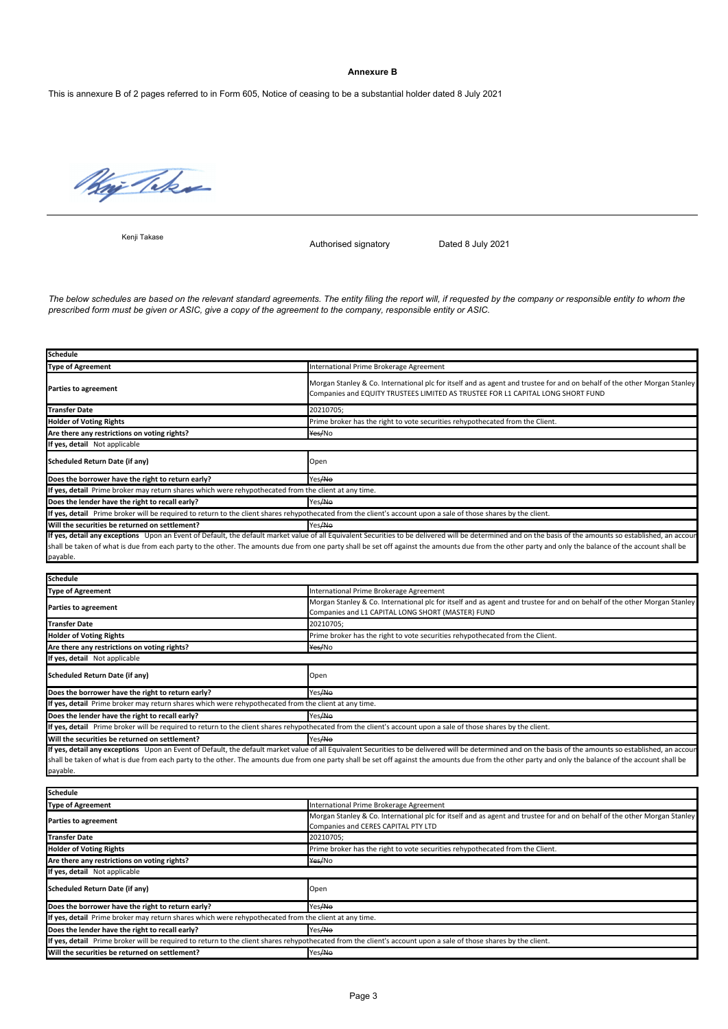**Annexure B**

This is annexure B of 2 pages referred to in Form 605, Notice of ceasing to be a substantial holder dated 8 July 2021

Kenji Takase

Authorised signatory

Dated 8 July 2021

*The below schedules are based on the relevant standard agreements. The entity filing the report will, if requested by the company or responsible entity to whom the prescribed form must be given or ASIC, give a copy of the agreement to the company, responsible entity or ASIC.*

| **Schedule** | |
|---|---|
| **Type of Agreement** | International Prime Brokerage Agreement |
| **Parties to agreement** | Morgan Stanley & Co. International plc for itself and as agent and trustee for and on behalf of the other Morgan Stanley Companies and EQUITY TRUSTEES LIMITED AS TRUSTEE FOR L1 CAPITAL LONG SHORT FUND |
| **Transfer Date** | 20210705; |
| **Holder of Voting Rights** | Prime broker has the right to vote securities rehypothecated from the Client. |
| **Are there any restrictions on voting rights?** | ~~Yes~~/No |
| **If yes, detail** Not applicable | |
| **Scheduled Return Date (if any)** | Open |
| **Does the borrower have the right to return early?** | Yes/~~No~~ |
| **If yes, detail** Prime broker may return shares which were rehypothecated from the client at any time. | |
| **Does the lender have the right to recall early?** | Yes/~~No~~ |
| **If yes, detail** Prime broker will be required to return to the client shares rehypothecated from the client's account upon a sale of those shares by the client. | |
| **Will the securities be returned on settlement?** | Yes/~~No~~ |
| **If yes, detail any exceptions** Upon an Event of Default, the default market value of all Equivalent Securities to be delivered will be determined and on the basis of the amounts so established, an account shall be taken of what is due from each party to the other. The amounts due from one party shall be set off against the amounts due from the other party and only the balance of the account shall be payable. | |

| **Schedule** | |
|---|---|
| **Type of Agreement** | International Prime Brokerage Agreement |
| **Parties to agreement** | Morgan Stanley & Co. International plc for itself and as agent and trustee for and on behalf of the other Morgan Stanley Companies and L1 CAPITAL LONG SHORT (MASTER) FUND |
| **Transfer Date** | 20210705; |
| **Holder of Voting Rights** | Prime broker has the right to vote securities rehypothecated from the Client. |
| **Are there any restrictions on voting rights?** | ~~Yes~~/No |
| **If yes, detail** Not applicable | |
| **Scheduled Return Date (if any)** | Open |
| **Does the borrower have the right to return early?** | Yes/~~No~~ |
| **If yes, detail** Prime broker may return shares which were rehypothecated from the client at any time. | |
| **Does the lender have the right to recall early?** | Yes/~~No~~ |
| **If yes, detail** Prime broker will be required to return to the client shares rehypothecated from the client's account upon a sale of those shares by the client. | |
| **Will the securities be returned on settlement?** | Yes/~~No~~ |
| **If yes, detail any exceptions** Upon an Event of Default, the default market value of all Equivalent Securities to be delivered will be determined and on the basis of the amounts so established, an account shall be taken of what is due from each party to the other. The amounts due from one party shall be set off against the amounts due from the other party and only the balance of the account shall be payable. | |

| **Schedule** | |
|---|---|
| **Type of Agreement** | International Prime Brokerage Agreement |
| **Parties to agreement** | Morgan Stanley & Co. International plc for itself and as agent and trustee for and on behalf of the other Morgan Stanley Companies and CERES CAPITAL PTY LTD |
| **Transfer Date** | 20210705; |
| **Holder of Voting Rights** | Prime broker has the right to vote securities rehypothecated from the Client. |
| **Are there any restrictions on voting rights?** | ~~Yes~~/No |
| **If yes, detail** Not applicable | |
| **Scheduled Return Date (if any)** | Open |
| **Does the borrower have the right to return early?** | Yes/~~No~~ |
| **If yes, detail** Prime broker may return shares which were rehypothecated from the client at any time. | |
| **Does the lender have the right to recall early?** | Yes/~~No~~ |
| **If yes, detail** Prime broker will be required to return to the client shares rehypothecated from the client's account upon a sale of those shares by the client. | |
| **Will the securities be returned on settlement?** | Yes/~~No~~ |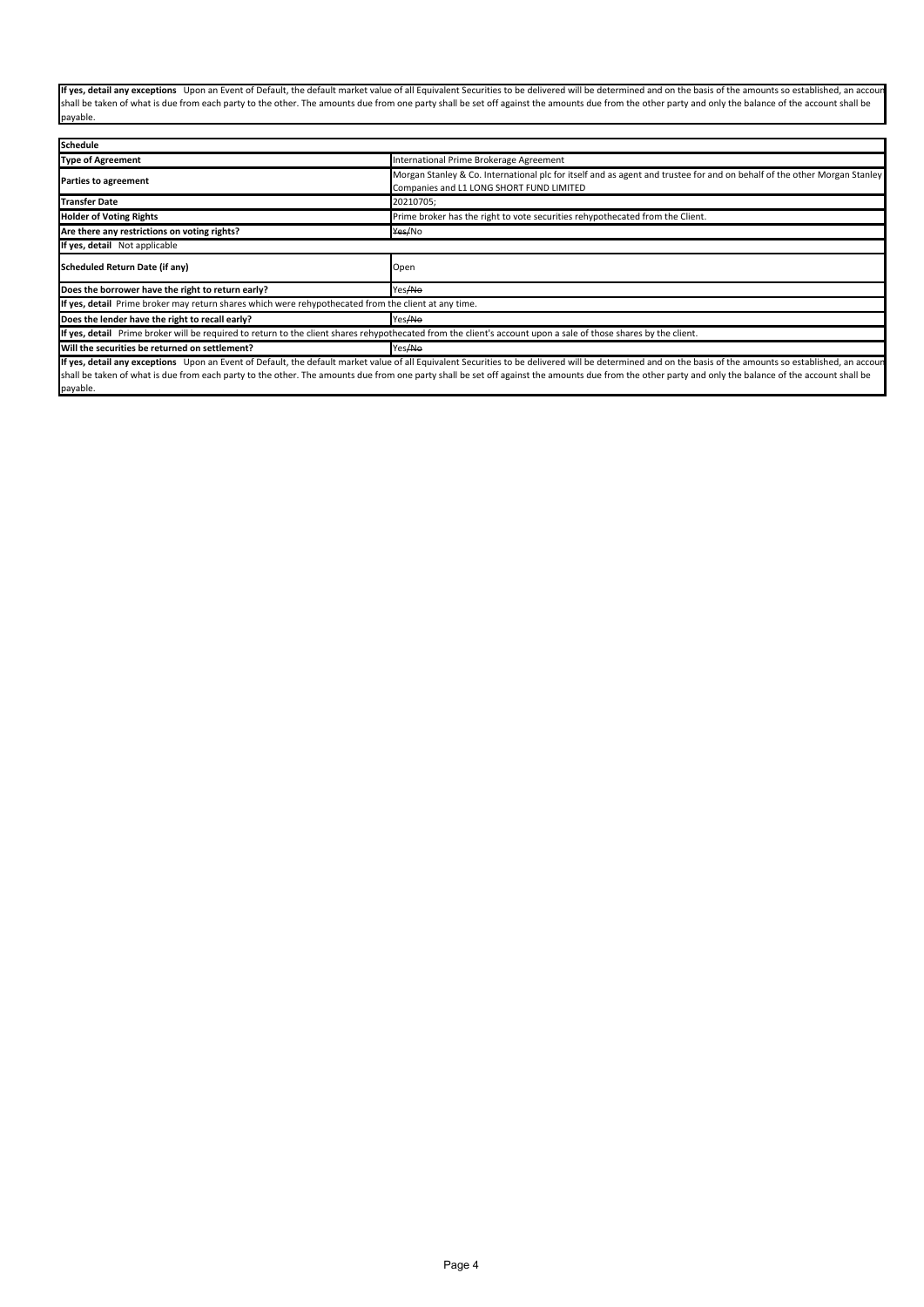**If yes, detail any exceptions** Upon an Event of Default, the default market value of all Equivalent Securities to be delivered will be determined and on the basis of the amounts so established, an account shall be taken of what is due from each party to the other. The amounts due from one party shall be set off against the amounts due from the other party and only the balance of the account shall be payable.

| **Schedule** | |
|---|---|
| **Type of Agreement** | International Prime Brokerage Agreement |
| **Parties to agreement** | Morgan Stanley & Co. International plc for itself and as agent and trustee for and on behalf of the other Morgan Stanley Companies and L1 LONG SHORT FUND LIMITED |
| **Transfer Date** | 20210705; |
| **Holder of Voting Rights** | Prime broker has the right to vote securities rehypothecated from the Client. |
| **Are there any restrictions on voting rights?** | ~~Yes~~/No |
| **If yes, detail** Not applicable | |
| **Scheduled Return Date (if any)** | Open |
| **Does the borrower have the right to return early?** | Yes/~~No~~ |
| **If yes, detail** Prime broker may return shares which were rehypothecated from the client at any time. | |
| **Does the lender have the right to recall early?** | Yes/~~No~~ |
| **If yes, detail** Prime broker will be required to return to the client shares rehypothecated from the client's account upon a sale of those shares by the client. | |
| **Will the securities be returned on settlement?** | Yes/~~No~~ |
| **If yes, detail any exceptions** Upon an Event of Default, the default market value of all Equivalent Securities to be delivered will be determined and on the basis of the amounts so established, an account shall be taken of what is due from each party to the other. The amounts due from one party shall be set off against the amounts due from the other party and only the balance of the account shall be payable. | |